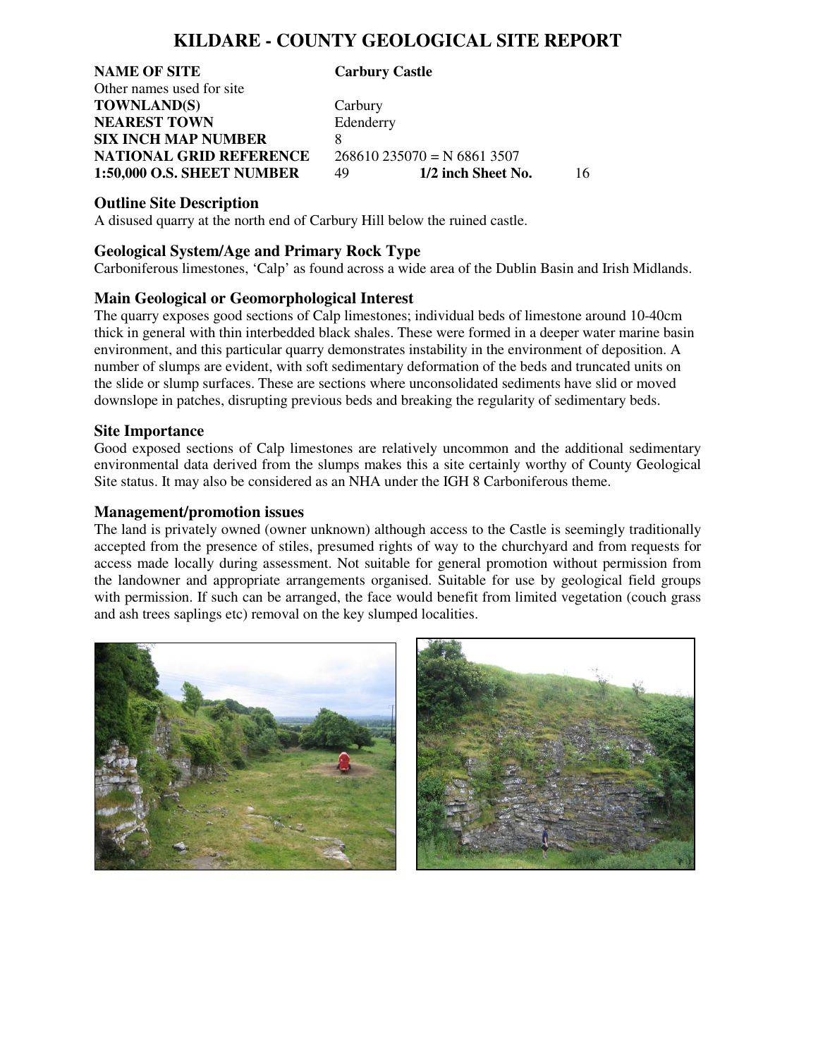# KILDARE - COUNTY GEOLOGICAL SITE REPORT

| | | | |
|---|---|---|---|
| **NAME OF SITE** | **Carbury Castle** | | |
| Other names used for site | | | |
| **TOWNLAND(S)** | Carbury | | |
| **NEAREST TOWN** | Edenderry | | |
| **SIX INCH MAP NUMBER** | 8 | | |
| **NATIONAL GRID REFERENCE** | 268610 235070 = N 6861 3507 | | |
| **1:50,000 O.S. SHEET NUMBER** | 49 | **1/2 inch Sheet No.** | 16 |

## Outline Site Description

A disused quarry at the north end of Carbury Hill below the ruined castle.

## Geological System/Age and Primary Rock Type

Carboniferous limestones, 'Calp' as found across a wide area of the Dublin Basin and Irish Midlands.

## Main Geological or Geomorphological Interest

The quarry exposes good sections of Calp limestones; individual beds of limestone around 10-40cm thick in general with thin interbedded black shales. These were formed in a deeper water marine basin environment, and this particular quarry demonstrates instability in the environment of deposition. A number of slumps are evident, with soft sedimentary deformation of the beds and truncated units on the slide or slump surfaces. These are sections where unconsolidated sediments have slid or moved downslope in patches, disrupting previous beds and breaking the regularity of sedimentary beds.

## Site Importance

Good exposed sections of Calp limestones are relatively uncommon and the additional sedimentary environmental data derived from the slumps makes this a site certainly worthy of County Geological Site status. It may also be considered as an NHA under the IGH 8 Carboniferous theme.

## Management/promotion issues

The land is privately owned (owner unknown) although access to the Castle is seemingly traditionally accepted from the presence of stiles, presumed rights of way to the churchyard and from requests for access made locally during assessment. Not suitable for general promotion without permission from the landowner and appropriate arrangements organised. Suitable for use by geological field groups with permission. If such can be arranged, the face would benefit from limited vegetation (couch grass and ash trees saplings etc) removal on the key slumped localities.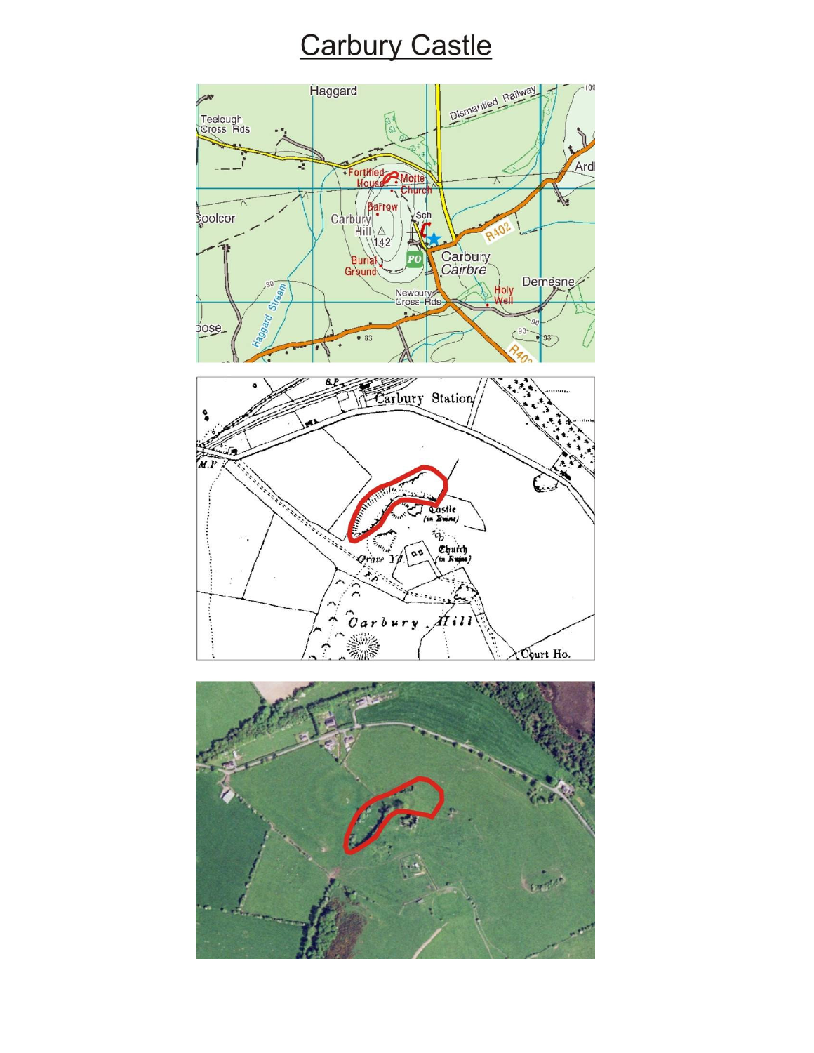# Carbury Castle

Haggard

Teelough Cross Rds

Dismantled Railway

Fortified House

Motte

Church

Ardl

Barrow

Sch

Coolcor

Carbury Hill

142

R402

PO

Carbury Cairbre

Burial Ground

Demesne

Newbury Cross-Rds

Holy Well

Haggard Stream

80

83

90

93

R402

Carbury Station

S.P.

M.P.

Castle (in Ruins)

Grave Yd

Church (in Ruins)

F.P.

Carbury Hill

Court Ho.